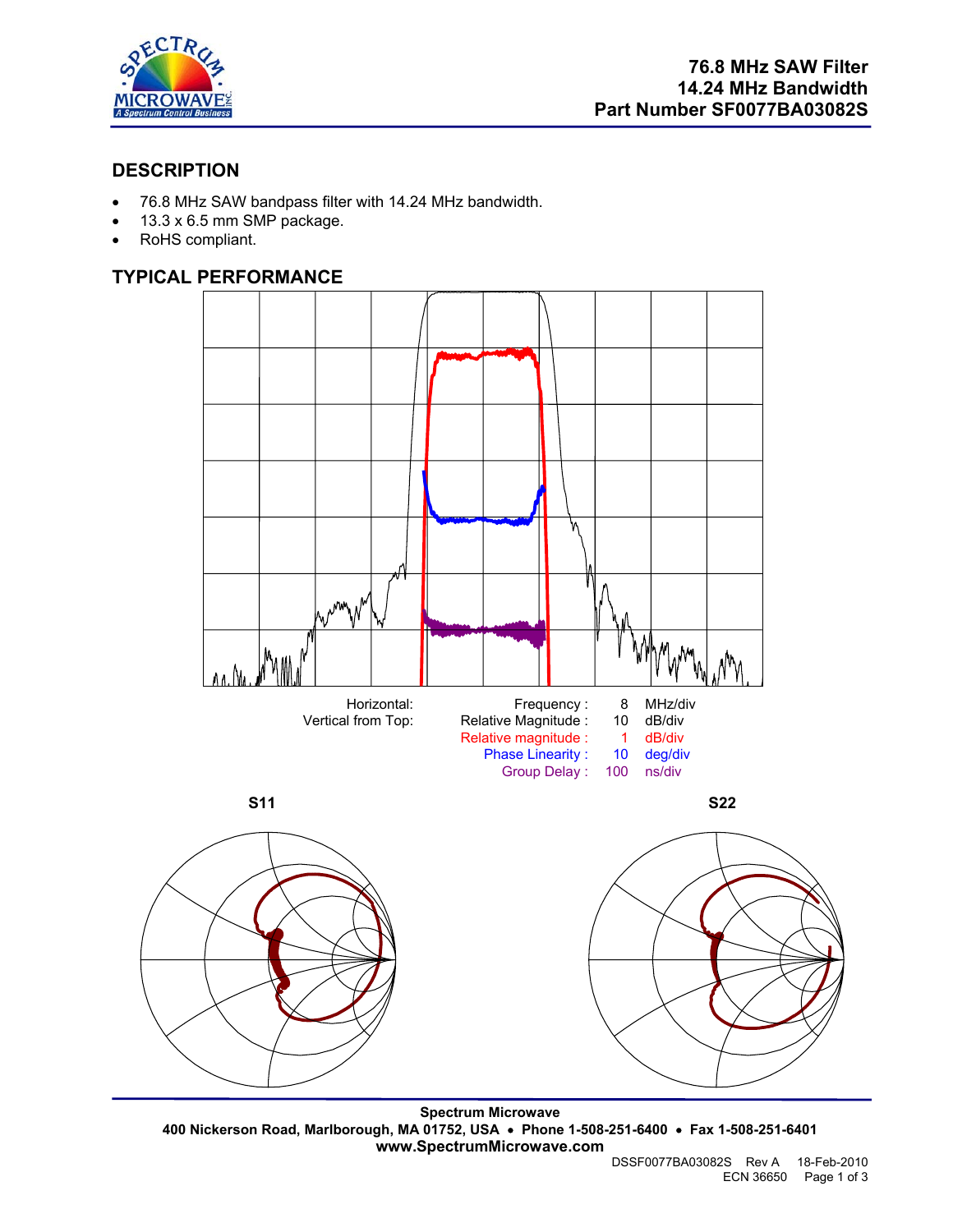# 76.8 MHz SAW Filter
# 14.24 MHz Bandwidth
# Part Number SF0077BA03082S

## DESCRIPTION

- 76.8 MHz SAW bandpass filter with 14.24 MHz bandwidth.
- 13.3 x 6.5 mm SMP package.
- RoHS compliant.

## TYPICAL PERFORMANCE

| Horizontal: | Frequency : | 8 | MHz/div |
|---|---|---|---|
| Vertical from Top: | Relative Magnitude : | 10 | dB/div |
| | Relative magnitude : | 1 | dB/div |
| | Phase Linearity : | 10 | deg/div |
| | Group Delay : | 100 | ns/div |

S11

S22

**Spectrum Microwave**
**400 Nickerson Road, Marlborough, MA 01752, USA • Phone 1-508-251-6400 • Fax 1-508-251-6401**
**www.SpectrumMicrowave.com**

DSSF0077BA03082S Rev A 18-Feb-2010
ECN 36650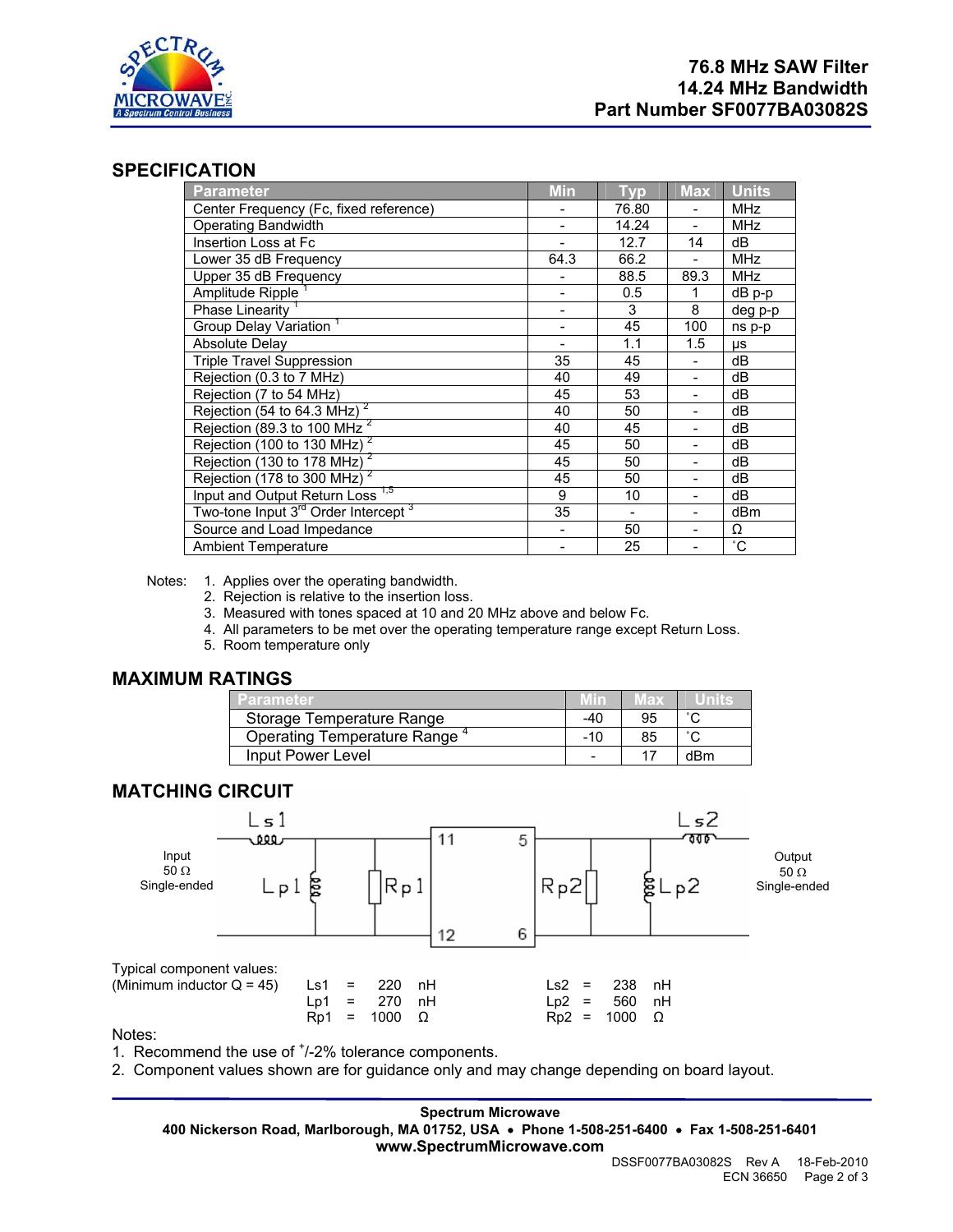# 76.8 MHz SAW Filter
# 14.24 MHz Bandwidth
# Part Number SF0077BA03082S

## SPECIFICATION

| Parameter | Min | Typ | Max | Units |
|---|---|---|---|---|
| Center Frequency (Fc, fixed reference) | - | 76.80 | - | MHz |
| Operating Bandwidth | - | 14.24 | - | MHz |
| Insertion Loss at Fc | - | 12.7 | 14 | dB |
| Lower 35 dB Frequency | 64.3 | 66.2 | - | MHz |
| Upper 35 dB Frequency | - | 88.5 | 89.3 | MHz |
| Amplitude Ripple [1] | - | 0.5 | 1 | dB p-p |
| Phase Linearity [1] | - | 3 | 8 | deg p-p |
| Group Delay Variation [1] | - | 45 | 100 | ns p-p |
| Absolute Delay | - | 1.1 | 1.5 | μs |
| Triple Travel Suppression | 35 | 45 | - | dB |
| Rejection (0.3 to 7 MHz) | 40 | 49 | - | dB |
| Rejection (7 to 54 MHz) | 45 | 53 | - | dB |
| Rejection (54 to 64.3 MHz) [2] | 40 | 50 | - | dB |
| Rejection (89.3 to 100 MHz [2] | 40 | 45 | - | dB |
| Rejection (100 to 130 MHz) [2] | 45 | 50 | - | dB |
| Rejection (130 to 178 MHz) [2] | 45 | 50 | - | dB |
| Rejection (178 to 300 MHz) [2] | 45 | 50 | - | dB |
| Input and Output Return Loss [1,5] | 9 | 10 | - | dB |
| Two-tone Input 3rd Order Intercept [3] | 35 | - | - | dBm |
| Source and Load Impedance | - | 50 | - | Ω |
| Ambient Temperature | - | 25 | - | ˚C |

Notes:
1. Applies over the operating bandwidth.
2. Rejection is relative to the insertion loss.
3. Measured with tones spaced at 10 and 20 MHz above and below Fc.
4. All parameters to be met over the operating temperature range except Return Loss.
5. Room temperature only

## MAXIMUM RATINGS

| Parameter | Min | Max | Units |
|---|---|---|---|
| Storage Temperature Range | -40 | 95 | ˚C |
| Operating Temperature Range [4] | -10 | 85 | ˚C |
| Input Power Level | - | 17 | dBm |

## MATCHING CIRCUIT

Input 50 Ω Single-ended — Ls1, Lp1, Rp1 — pins 11, 12 / 5, 6 — Rp2, Lp2, Ls2 — Output 50 Ω Single-ended

Typical component values:
(Minimum inductor Q = 45)

| | | | | | | |
|---|---|---|---|---|---|---|
| Ls1 = | 220 | nH | | Ls2 = | 238 | nH |
| Lp1 = | 270 | nH | | Lp2 = | 560 | nH |
| Rp1 = | 1000 | Ω | | Rp2 = | 1000 | Ω |

Notes:
1. Recommend the use of +/-2% tolerance components.
2. Component values shown are for guidance only and may change depending on board layout.

**Spectrum Microwave**
**400 Nickerson Road, Marlborough, MA 01752, USA • Phone 1-508-251-6400 • Fax 1-508-251-6401**
**www.SpectrumMicrowave.com**

DSSF0077BA03082S Rev A 18-Feb-2010
ECN 36650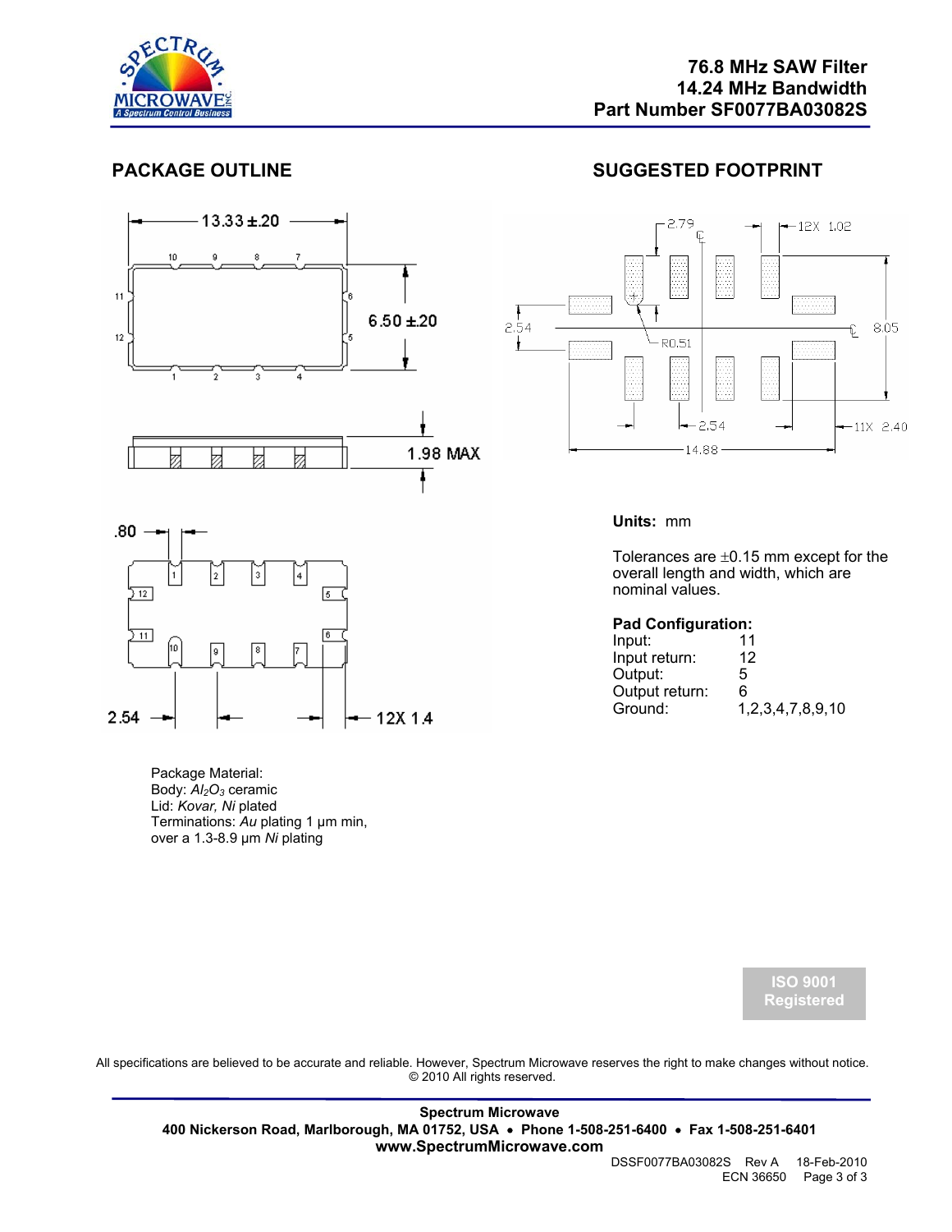# 76.8 MHz SAW Filter
# 14.24 MHz Bandwidth
# Part Number SF0077BA03082S

## PACKAGE OUTLINE

13.33 ±.20

6.50 ±.20

1.98 MAX

.80

2.54

12X 1.4

## SUGGESTED FOOTPRINT

2.79

12X 1.02

2.54

R0.51

8.05

2.54

11X 2.40

14.88

**Units:** mm

Tolerances are ±0.15 mm except for the overall length and width, which are nominal values.

**Pad Configuration:**

| | |
|---|---|
| Input: | 11 |
| Input return: | 12 |
| Output: | 5 |
| Output return: | 6 |
| Ground: | 1,2,3,4,7,8,9,10 |

Package Material:
Body: *$Al_2O_3$* ceramic
Lid: *Kovar, Ni* plated
Terminations: *Au* plating 1 µm min, over a 1.3-8.9 µm *Ni* plating

ISO 9001 Registered

All specifications are believed to be accurate and reliable. However, Spectrum Microwave reserves the right to make changes without notice.
© 2010 All rights reserved.

**Spectrum Microwave**
**400 Nickerson Road, Marlborough, MA 01752, USA • Phone 1-508-251-6400 • Fax 1-508-251-6401**
**www.SpectrumMicrowave.com**

DSSF0077BA03082S Rev A 18-Feb-2010
ECN 36650